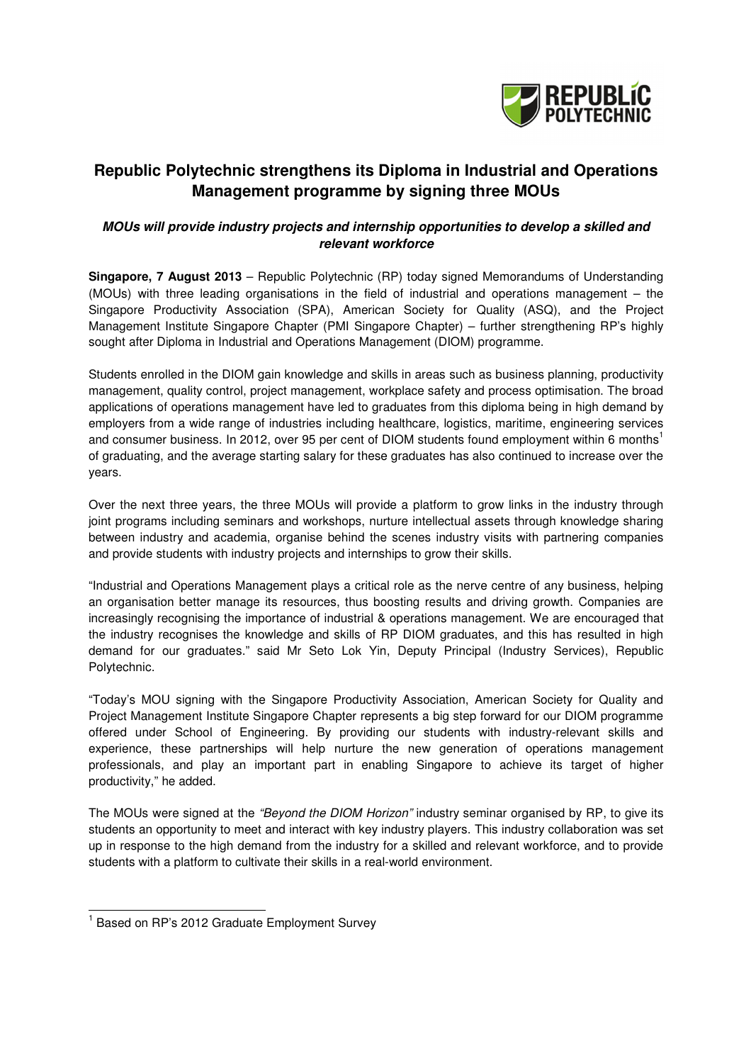# Republic Polytechnic strengthens its Diploma in Industrial and Operations Management programme by signing three MOUs

***MOUs will provide industry projects and internship opportunities to develop a skilled and relevant workforce***

**Singapore, 7 August 2013** – Republic Polytechnic (RP) today signed Memorandums of Understanding (MOUs) with three leading organisations in the field of industrial and operations management – the Singapore Productivity Association (SPA), American Society for Quality (ASQ), and the Project Management Institute Singapore Chapter (PMI Singapore Chapter) – further strengthening RP's highly sought after Diploma in Industrial and Operations Management (DIOM) programme.

Students enrolled in the DIOM gain knowledge and skills in areas such as business planning, productivity management, quality control, project management, workplace safety and process optimisation. The broad applications of operations management have led to graduates from this diploma being in high demand by employers from a wide range of industries including healthcare, logistics, maritime, engineering services and consumer business. In 2012, over 95 per cent of DIOM students found employment within 6 months[1] of graduating, and the average starting salary for these graduates has also continued to increase over the years.

Over the next three years, the three MOUs will provide a platform to grow links in the industry through joint programs including seminars and workshops, nurture intellectual assets through knowledge sharing between industry and academia, organise behind the scenes industry visits with partnering companies and provide students with industry projects and internships to grow their skills.

"Industrial and Operations Management plays a critical role as the nerve centre of any business, helping an organisation better manage its resources, thus boosting results and driving growth. Companies are increasingly recognising the importance of industrial & operations management. We are encouraged that the industry recognises the knowledge and skills of RP DIOM graduates, and this has resulted in high demand for our graduates." said Mr Seto Lok Yin, Deputy Principal (Industry Services), Republic Polytechnic.

"Today's MOU signing with the Singapore Productivity Association, American Society for Quality and Project Management Institute Singapore Chapter represents a big step forward for our DIOM programme offered under School of Engineering. By providing our students with industry-relevant skills and experience, these partnerships will help nurture the new generation of operations management professionals, and play an important part in enabling Singapore to achieve its target of higher productivity," he added.

The MOUs were signed at the *"Beyond the DIOM Horizon"* industry seminar organised by RP, to give its students an opportunity to meet and interact with key industry players. This industry collaboration was set up in response to the high demand from the industry for a skilled and relevant workforce, and to provide students with a platform to cultivate their skills in a real-world environment.

---

[1] Based on RP's 2012 Graduate Employment Survey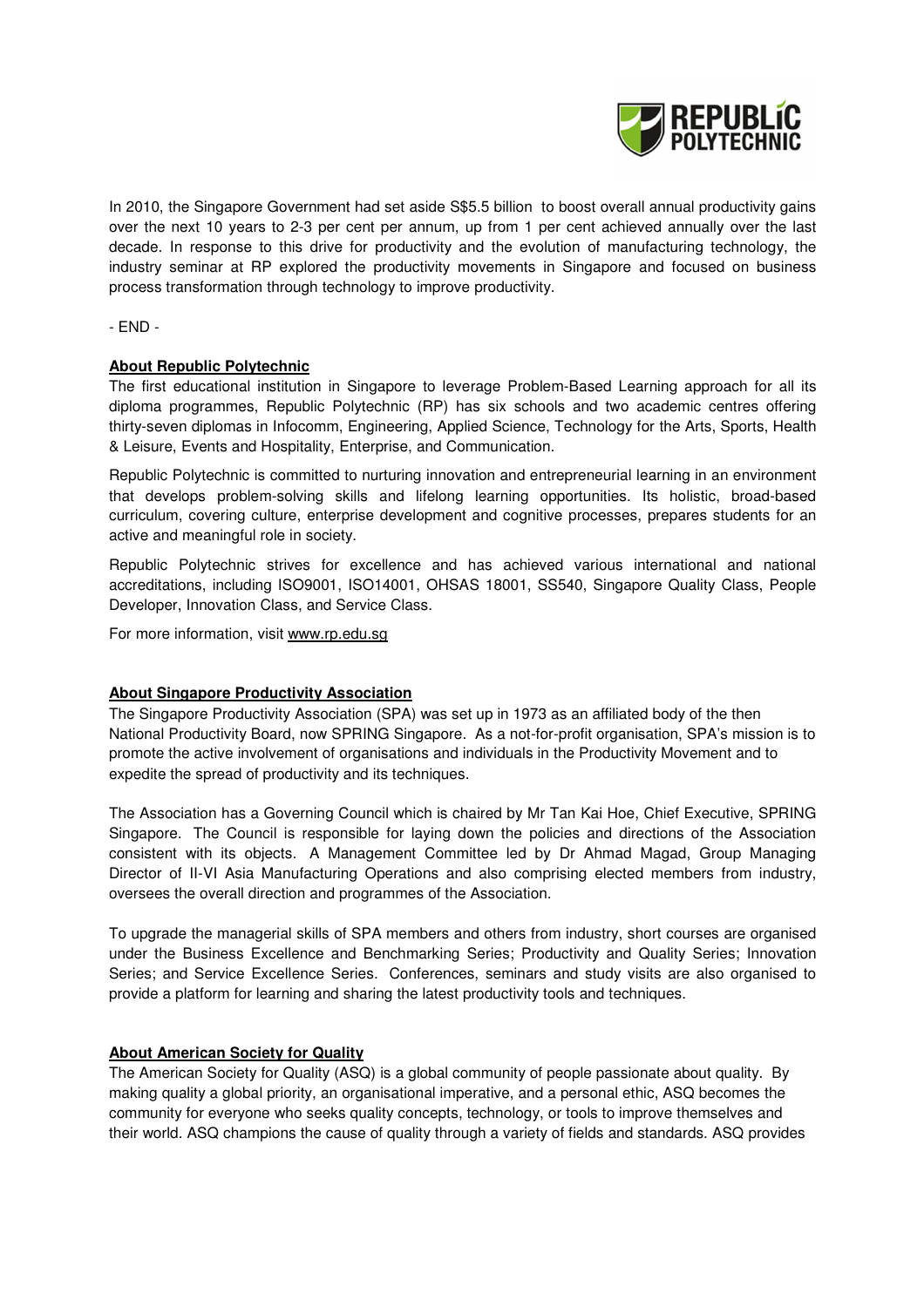In 2010, the Singapore Government had set aside S$5.5 billion to boost overall annual productivity gains over the next 10 years to 2-3 per cent per annum, up from 1 per cent achieved annually over the last decade. In response to this drive for productivity and the evolution of manufacturing technology, the industry seminar at RP explored the productivity movements in Singapore and focused on business process transformation through technology to improve productivity.

- END -

**About Republic Polytechnic**

The first educational institution in Singapore to leverage Problem-Based Learning approach for all its diploma programmes, Republic Polytechnic (RP) has six schools and two academic centres offering thirty-seven diplomas in Infocomm, Engineering, Applied Science, Technology for the Arts, Sports, Health & Leisure, Events and Hospitality, Enterprise, and Communication.

Republic Polytechnic is committed to nurturing innovation and entrepreneurial learning in an environment that develops problem-solving skills and lifelong learning opportunities. Its holistic, broad-based curriculum, covering culture, enterprise development and cognitive processes, prepares students for an active and meaningful role in society.

Republic Polytechnic strives for excellence and has achieved various international and national accreditations, including ISO9001, ISO14001, OHSAS 18001, SS540, Singapore Quality Class, People Developer, Innovation Class, and Service Class.

For more information, visit www.rp.edu.sg

**About Singapore Productivity Association**

The Singapore Productivity Association (SPA) was set up in 1973 as an affiliated body of the then National Productivity Board, now SPRING Singapore. As a not-for-profit organisation, SPA's mission is to promote the active involvement of organisations and individuals in the Productivity Movement and to expedite the spread of productivity and its techniques.

The Association has a Governing Council which is chaired by Mr Tan Kai Hoe, Chief Executive, SPRING Singapore. The Council is responsible for laying down the policies and directions of the Association consistent with its objects. A Management Committee led by Dr Ahmad Magad, Group Managing Director of II-VI Asia Manufacturing Operations and also comprising elected members from industry, oversees the overall direction and programmes of the Association.

To upgrade the managerial skills of SPA members and others from industry, short courses are organised under the Business Excellence and Benchmarking Series; Productivity and Quality Series; Innovation Series; and Service Excellence Series. Conferences, seminars and study visits are also organised to provide a platform for learning and sharing the latest productivity tools and techniques.

**About American Society for Quality**

The American Society for Quality (ASQ) is a global community of people passionate about quality. By making quality a global priority, an organisational imperative, and a personal ethic, ASQ becomes the community for everyone who seeks quality concepts, technology, or tools to improve themselves and their world. ASQ champions the cause of quality through a variety of fields and standards. ASQ provides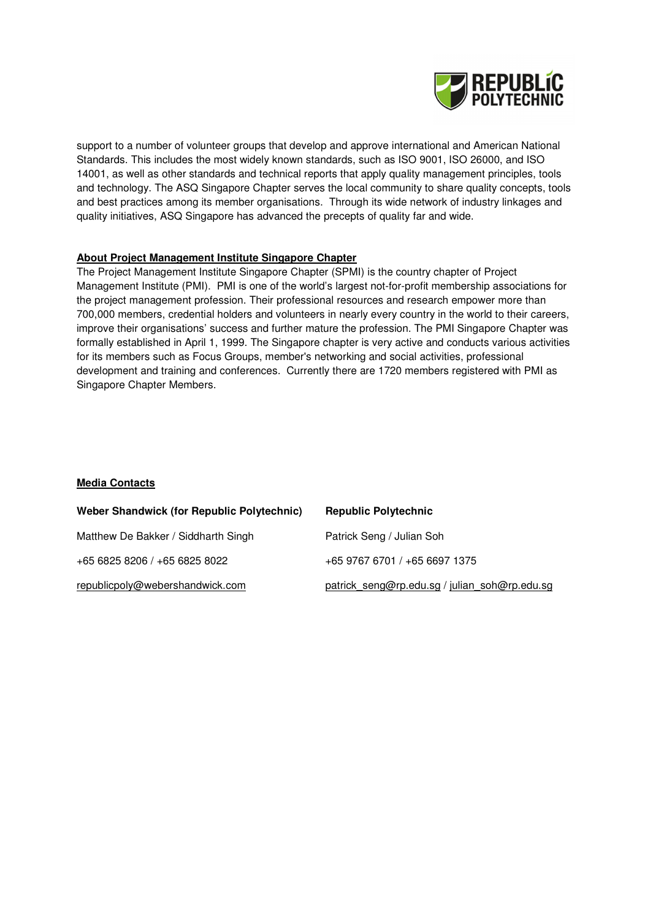support to a number of volunteer groups that develop and approve international and American National Standards. This includes the most widely known standards, such as ISO 9001, ISO 26000, and ISO 14001, as well as other standards and technical reports that apply quality management principles, tools and technology. The ASQ Singapore Chapter serves the local community to share quality concepts, tools and best practices among its member organisations. Through its wide network of industry linkages and quality initiatives, ASQ Singapore has advanced the precepts of quality far and wide.

**About Project Management Institute Singapore Chapter**

The Project Management Institute Singapore Chapter (SPMI) is the country chapter of Project Management Institute (PMI). PMI is one of the world's largest not-for-profit membership associations for the project management profession. Their professional resources and research empower more than 700,000 members, credential holders and volunteers in nearly every country in the world to their careers, improve their organisations' success and further mature the profession. The PMI Singapore Chapter was formally established in April 1, 1999. The Singapore chapter is very active and conducts various activities for its members such as Focus Groups, member's networking and social activities, professional development and training and conferences. Currently there are 1720 members registered with PMI as Singapore Chapter Members.

**Media Contacts**

| Weber Shandwick (for Republic Polytechnic) | Republic Polytechnic |
|---|---|
| Matthew De Bakker / Siddharth Singh | Patrick Seng / Julian Soh |
| +65 6825 8206 / +65 6825 8022 | +65 9767 6701 / +65 6697 1375 |
| republicpoly@webershandwick.com | patrick_seng@rp.edu.sg / julian_soh@rp.edu.sg |